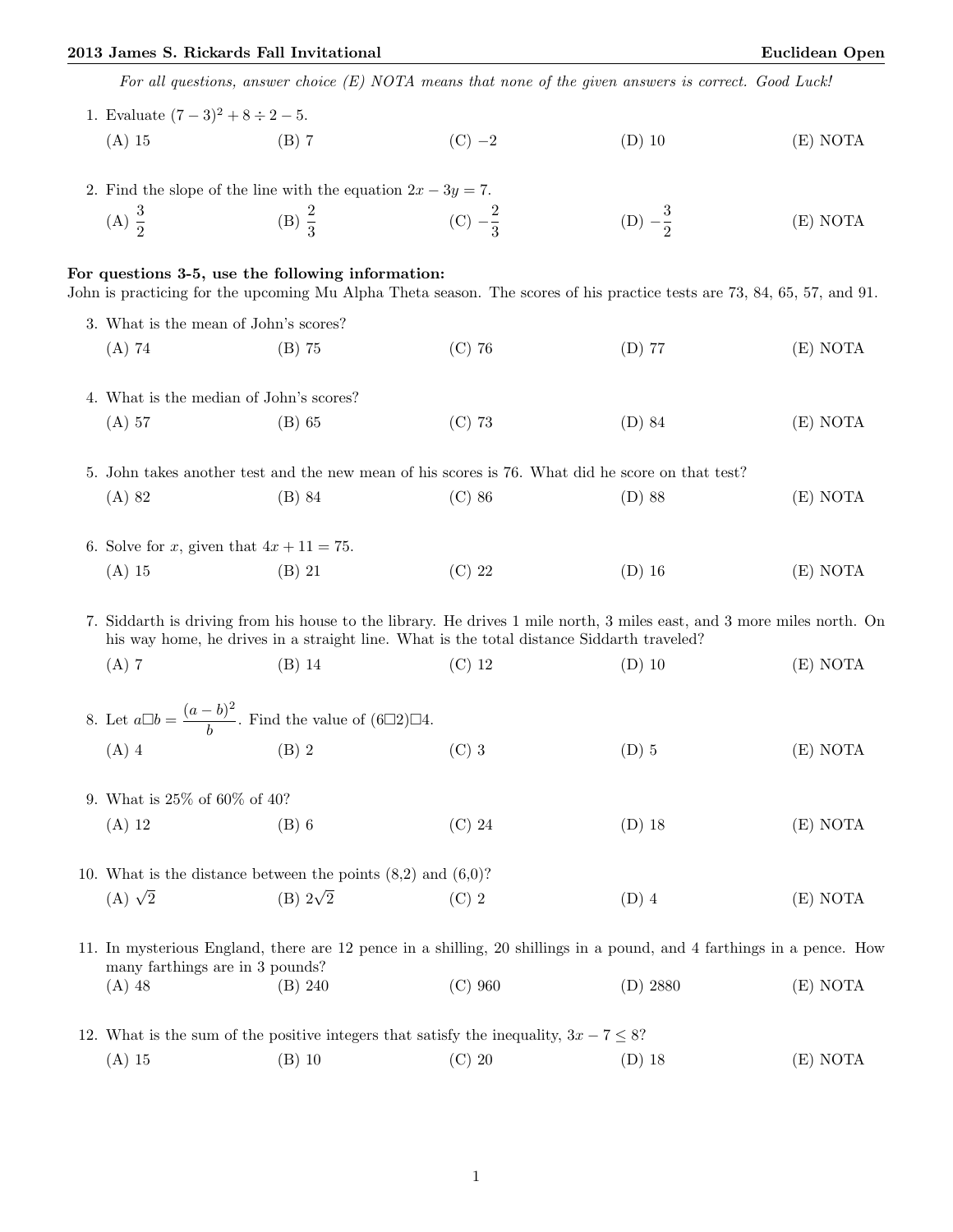*For all questions, answer choice (E) NOTA means that none of the given answers is correct. Good Luck!*

1. Evaluate $(7-3)^2 + 8 \div 2 - 5$.

   (A) 15 (B) 7 (C) $-2$ (D) 10 (E) NOTA

2. Find the slope of the line with the equation $2x - 3y = 7$.

   (A) $\frac{3}{2}$ (B) $\frac{2}{3}$ (C) $-\frac{2}{3}$ (D) $-\frac{3}{2}$ (E) NOTA

**For questions 3-5, use the following information:**
John is practicing for the upcoming Mu Alpha Theta season. The scores of his practice tests are 73, 84, 65, 57, and 91.

3. What is the mean of John's scores?

   (A) 74 (B) 75 (C) 76 (D) 77 (E) NOTA

4. What is the median of John's scores?

   (A) 57 (B) 65 (C) 73 (D) 84 (E) NOTA

5. John takes another test and the new mean of his scores is 76. What did he score on that test?

   (A) 82 (B) 84 (C) 86 (D) 88 (E) NOTA

6. Solve for $x$, given that $4x + 11 = 75$.

   (A) 15 (B) 21 (C) 22 (D) 16 (E) NOTA

7. Siddarth is driving from his house to the library. He drives 1 mile north, 3 miles east, and 3 more miles north. On his way home, he drives in a straight line. What is the total distance Siddarth traveled?

   (A) 7 (B) 14 (C) 12 (D) 10 (E) NOTA

8. Let $a \square b = \frac{(a-b)^2}{b}$. Find the value of $(6 \square 2) \square 4$.

   (A) 4 (B) 2 (C) 3 (D) 5 (E) NOTA

9. What is 25% of 60% of 40?

   (A) 12 (B) 6 (C) 24 (D) 18 (E) NOTA

10. What is the distance between the points (8,2) and (6,0)?

    (A) $\sqrt{2}$ (B) $2\sqrt{2}$ (C) 2 (D) 4 (E) NOTA

11. In mysterious England, there are 12 pence in a shilling, 20 shillings in a pound, and 4 farthings in a pence. How many farthings are in 3 pounds?

    (A) 48 (B) 240 (C) 960 (D) 2880 (E) NOTA

12. What is the sum of the positive integers that satisfy the inequality, $3x - 7 \leq 8$?

    (A) 15 (B) 10 (C) 20 (D) 18 (E) NOTA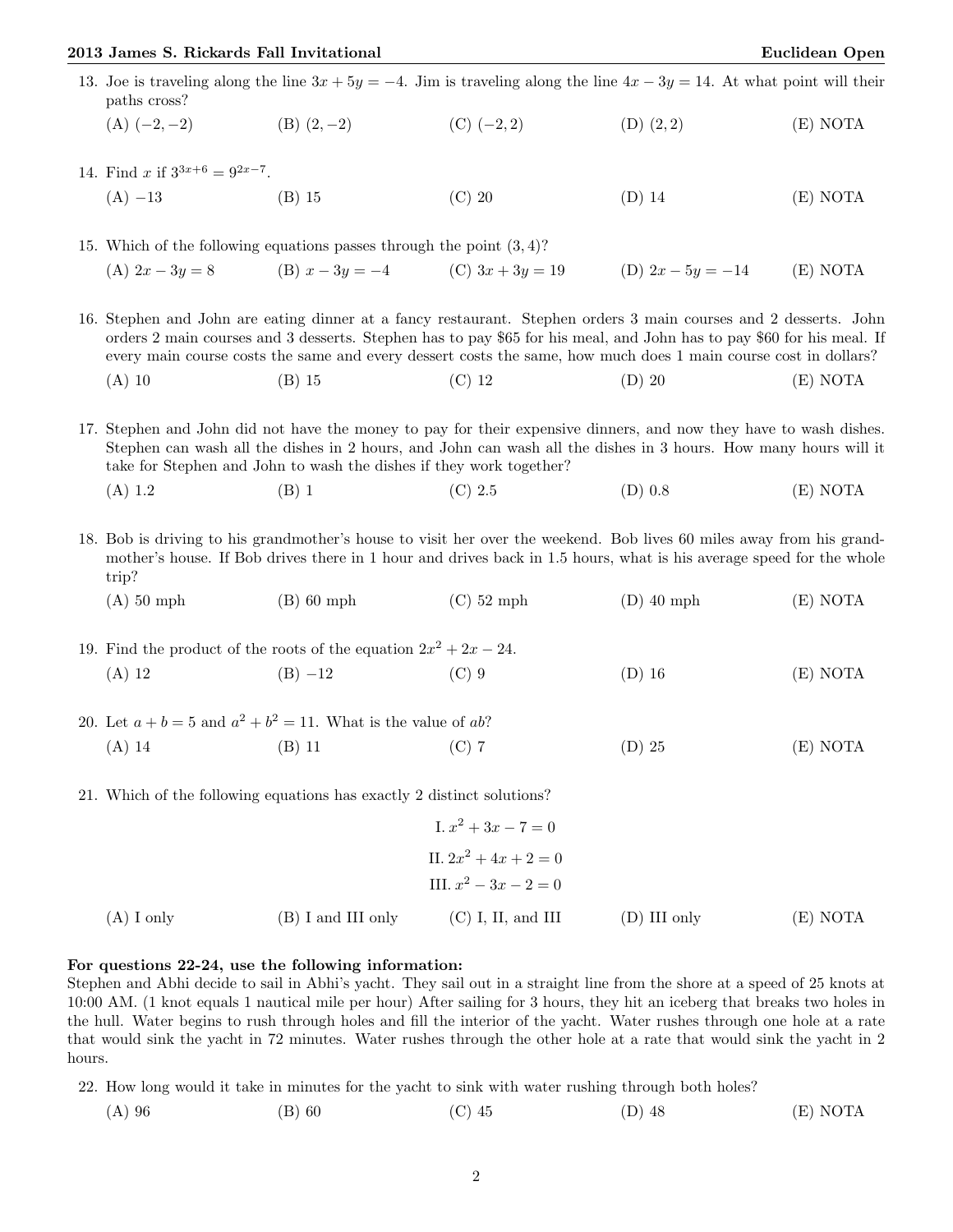13. Joe is traveling along the line $3x + 5y = -4$. Jim is traveling along the line $4x - 3y = 14$. At what point will their paths cross?

(A) $(-2, -2)$ (B) $(2, -2)$ (C) $(-2, 2)$ (D) $(2, 2)$ (E) NOTA

14. Find $x$ if $3^{3x+6} = 9^{2x-7}$.

(A) $-13$ (B) 15 (C) 20 (D) 14 (E) NOTA

15. Which of the following equations passes through the point $(3, 4)$?

(A) $2x - 3y = 8$ (B) $x - 3y = -4$ (C) $3x + 3y = 19$ (D) $2x - 5y = -14$ (E) NOTA

16. Stephen and John are eating dinner at a fancy restaurant. Stephen orders 3 main courses and 2 desserts. John orders 2 main courses and 3 desserts. Stephen has to pay $65 for his meal, and John has to pay $60 for his meal. If every main course costs the same and every dessert costs the same, how much does 1 main course cost in dollars?

(A) 10 (B) 15 (C) 12 (D) 20 (E) NOTA

17. Stephen and John did not have the money to pay for their expensive dinners, and now they have to wash dishes. Stephen can wash all the dishes in 2 hours, and John can wash all the dishes in 3 hours. How many hours will it take for Stephen and John to wash the dishes if they work together?

(A) 1.2 (B) 1 (C) 2.5 (D) 0.8 (E) NOTA

18. Bob is driving to his grandmother's house to visit her over the weekend. Bob lives 60 miles away from his grandmother's house. If Bob drives there in 1 hour and drives back in 1.5 hours, what is his average speed for the whole trip?

(A) 50 mph (B) 60 mph (C) 52 mph (D) 40 mph (E) NOTA

19. Find the product of the roots of the equation $2x^2 + 2x - 24$.

(A) 12 (B) $-12$ (C) 9 (D) 16 (E) NOTA

20. Let $a + b = 5$ and $a^2 + b^2 = 11$. What is the value of $ab$?

(A) 14 (B) 11 (C) 7 (D) 25 (E) NOTA

21. Which of the following equations has exactly 2 distinct solutions?

I. $x^2 + 3x - 7 = 0$

II. $2x^2 + 4x + 2 = 0$

III. $x^2 - 3x - 2 = 0$

(A) I only (B) I and III only (C) I, II, and III (D) III only (E) NOTA

**For questions 22-24, use the following information:**
Stephen and Abhi decide to sail in Abhi's yacht. They sail out in a straight line from the shore at a speed of 25 knots at 10:00 AM. (1 knot equals 1 nautical mile per hour) After sailing for 3 hours, they hit an iceberg that breaks two holes in the hull. Water begins to rush through holes and fill the interior of the yacht. Water rushes through one hole at a rate that would sink the yacht in 72 minutes. Water rushes through the other hole at a rate that would sink the yacht in 2 hours.

22. How long would it take in minutes for the yacht to sink with water rushing through both holes?

(A) 96 (B) 60 (C) 45 (D) 48 (E) NOTA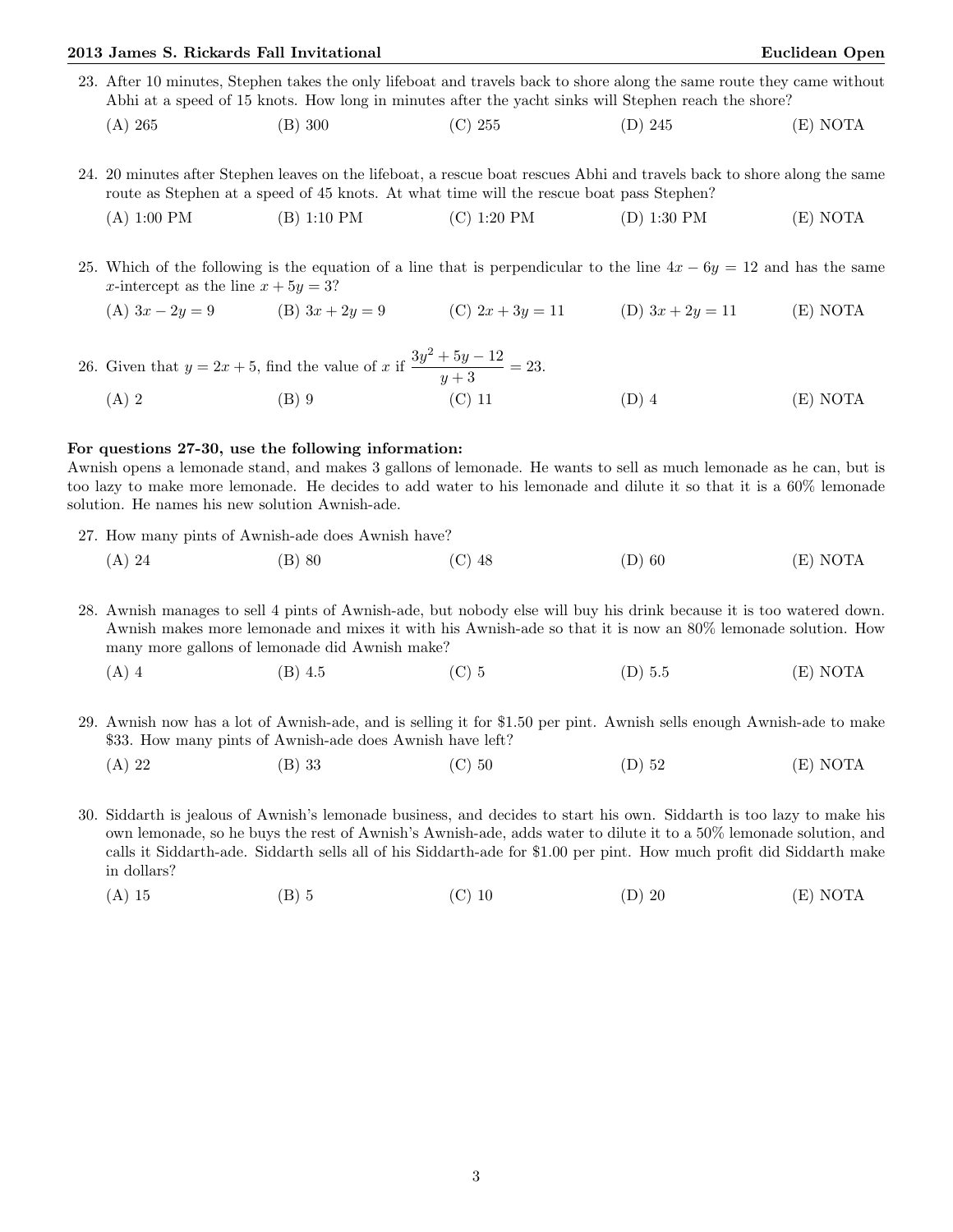23. After 10 minutes, Stephen takes the only lifeboat and travels back to shore along the same route they came without Abhi at a speed of 15 knots. How long in minutes after the yacht sinks will Stephen reach the shore?

    (A) 265 (B) 300 (C) 255 (D) 245 (E) NOTA

24. 20 minutes after Stephen leaves on the lifeboat, a rescue boat rescues Abhi and travels back to shore along the same route as Stephen at a speed of 45 knots. At what time will the rescue boat pass Stephen?

    (A) 1:00 PM (B) 1:10 PM (C) 1:20 PM (D) 1:30 PM (E) NOTA

25. Which of the following is the equation of a line that is perpendicular to the line $4x - 6y = 12$ and has the same $x$-intercept as the line $x + 5y = 3$?

    (A) $3x - 2y = 9$ (B) $3x + 2y = 9$ (C) $2x + 3y = 11$ (D) $3x + 2y = 11$ (E) NOTA

26. Given that $y = 2x + 5$, find the value of $x$ if $\dfrac{3y^2 + 5y - 12}{y + 3} = 23$.

    (A) 2 (B) 9 (C) 11 (D) 4 (E) NOTA

**For questions 27-30, use the following information:**
Awnish opens a lemonade stand, and makes 3 gallons of lemonade. He wants to sell as much lemonade as he can, but is too lazy to make more lemonade. He decides to add water to his lemonade and dilute it so that it is a 60% lemonade solution. He names his new solution Awnish-ade.

27. How many pints of Awnish-ade does Awnish have?

    (A) 24 (B) 80 (C) 48 (D) 60 (E) NOTA

28. Awnish manages to sell 4 pints of Awnish-ade, but nobody else will buy his drink because it is too watered down. Awnish makes more lemonade and mixes it with his Awnish-ade so that it is now an 80% lemonade solution. How many more gallons of lemonade did Awnish make?

    (A) 4 (B) 4.5 (C) 5 (D) 5.5 (E) NOTA

29. Awnish now has a lot of Awnish-ade, and is selling it for \$1.50 per pint. Awnish sells enough Awnish-ade to make \$33. How many pints of Awnish-ade does Awnish have left?

    (A) 22 (B) 33 (C) 50 (D) 52 (E) NOTA

30. Siddarth is jealous of Awnish's lemonade business, and decides to start his own. Siddarth is too lazy to make his own lemonade, so he buys the rest of Awnish's Awnish-ade, adds water to dilute it to a 50% lemonade solution, and calls it Siddarth-ade. Siddarth sells all of his Siddarth-ade for \$1.00 per pint. How much profit did Siddarth make in dollars?

    (A) 15 (B) 5 (C) 10 (D) 20 (E) NOTA